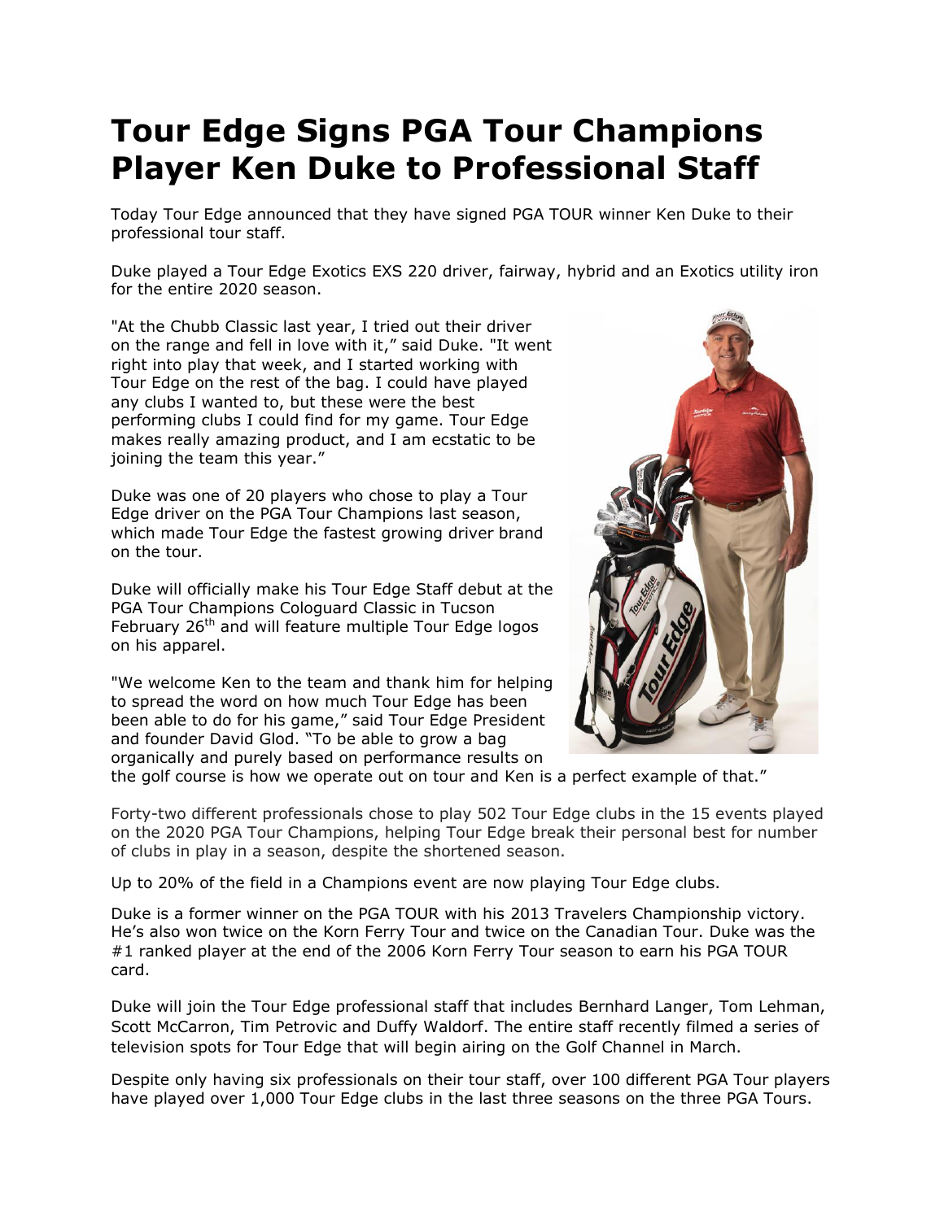# Tour Edge Signs PGA Tour Champions Player Ken Duke to Professional Staff

Today Tour Edge announced that they have signed PGA TOUR winner Ken Duke to their professional tour staff.

Duke played a Tour Edge Exotics EXS 220 driver, fairway, hybrid and an Exotics utility iron for the entire 2020 season.

"At the Chubb Classic last year, I tried out their driver on the range and fell in love with it," said Duke. "It went right into play that week, and I started working with Tour Edge on the rest of the bag. I could have played any clubs I wanted to, but these were the best performing clubs I could find for my game. Tour Edge makes really amazing product, and I am ecstatic to be joining the team this year."

Duke was one of 20 players who chose to play a Tour Edge driver on the PGA Tour Champions last season, which made Tour Edge the fastest growing driver brand on the tour.

Duke will officially make his Tour Edge Staff debut at the PGA Tour Champions Cologuard Classic in Tucson February 26th and will feature multiple Tour Edge logos on his apparel.

"We welcome Ken to the team and thank him for helping to spread the word on how much Tour Edge has been been able to do for his game," said Tour Edge President and founder David Glod. "To be able to grow a bag organically and purely based on performance results on the golf course is how we operate out on tour and Ken is a perfect example of that."

Forty-two different professionals chose to play 502 Tour Edge clubs in the 15 events played on the 2020 PGA Tour Champions, helping Tour Edge break their personal best for number of clubs in play in a season, despite the shortened season.

Up to 20% of the field in a Champions event are now playing Tour Edge clubs.

Duke is a former winner on the PGA TOUR with his 2013 Travelers Championship victory. He's also won twice on the Korn Ferry Tour and twice on the Canadian Tour. Duke was the #1 ranked player at the end of the 2006 Korn Ferry Tour season to earn his PGA TOUR card.

Duke will join the Tour Edge professional staff that includes Bernhard Langer, Tom Lehman, Scott McCarron, Tim Petrovic and Duffy Waldorf. The entire staff recently filmed a series of television spots for Tour Edge that will begin airing on the Golf Channel in March.

Despite only having six professionals on their tour staff, over 100 different PGA Tour players have played over 1,000 Tour Edge clubs in the last three seasons on the three PGA Tours.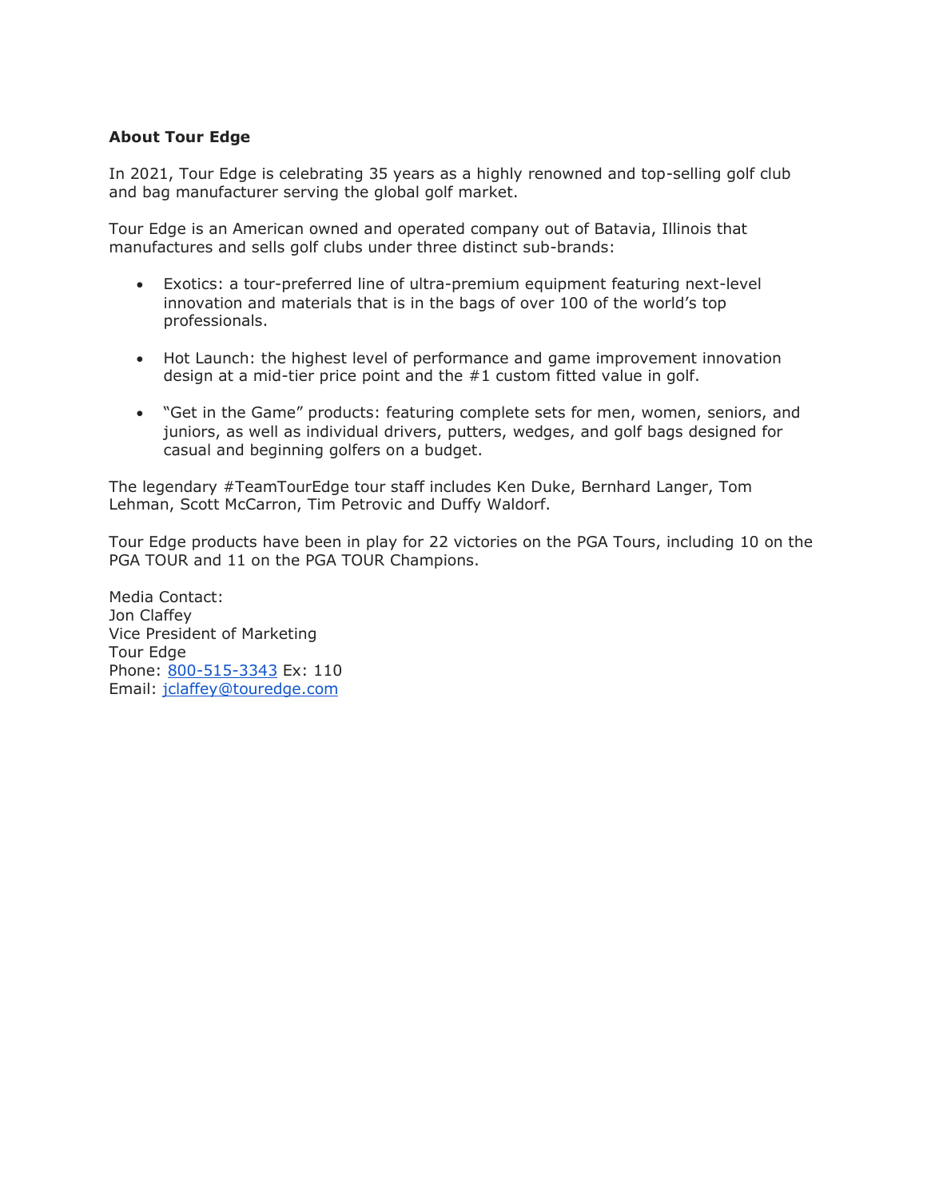**About Tour Edge**

In 2021, Tour Edge is celebrating 35 years as a highly renowned and top-selling golf club and bag manufacturer serving the global golf market.

Tour Edge is an American owned and operated company out of Batavia, Illinois that manufactures and sells golf clubs under three distinct sub-brands:

- Exotics: a tour-preferred line of ultra-premium equipment featuring next-level innovation and materials that is in the bags of over 100 of the world's top professionals.

- Hot Launch: the highest level of performance and game improvement innovation design at a mid-tier price point and the #1 custom fitted value in golf.

- "Get in the Game" products: featuring complete sets for men, women, seniors, and juniors, as well as individual drivers, putters, wedges, and golf bags designed for casual and beginning golfers on a budget.

The legendary #TeamTourEdge tour staff includes Ken Duke, Bernhard Langer, Tom Lehman, Scott McCarron, Tim Petrovic and Duffy Waldorf.

Tour Edge products have been in play for 22 victories on the PGA Tours, including 10 on the PGA TOUR and 11 on the PGA TOUR Champions.

Media Contact:
Jon Claffey
Vice President of Marketing
Tour Edge
Phone: 800-515-3343 Ex: 110
Email: jclaffey@touredge.com